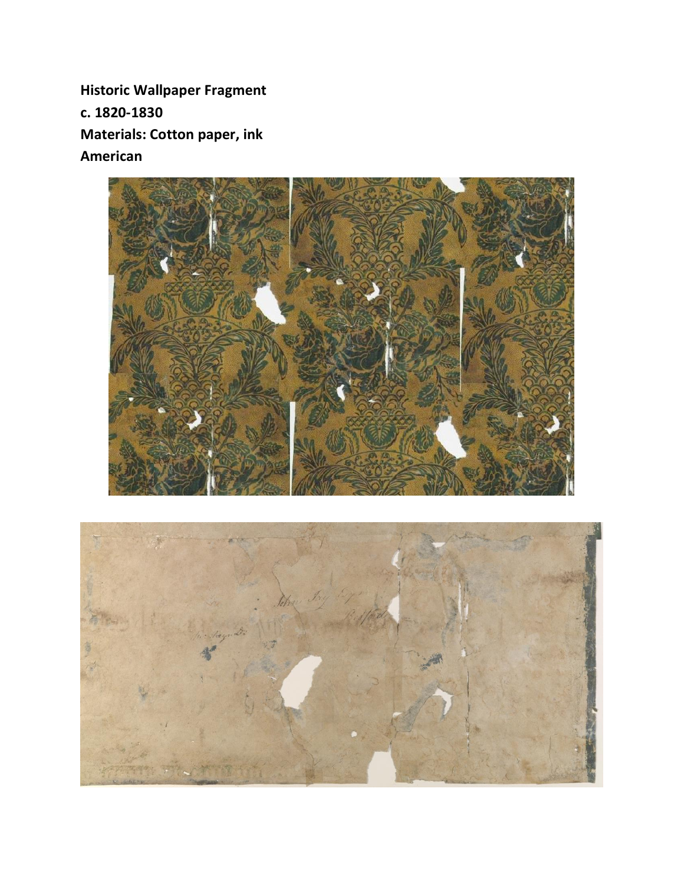**Historic Wallpaper Fragment**
**c. 1820-1830**
**Materials: Cotton paper, ink**
**American**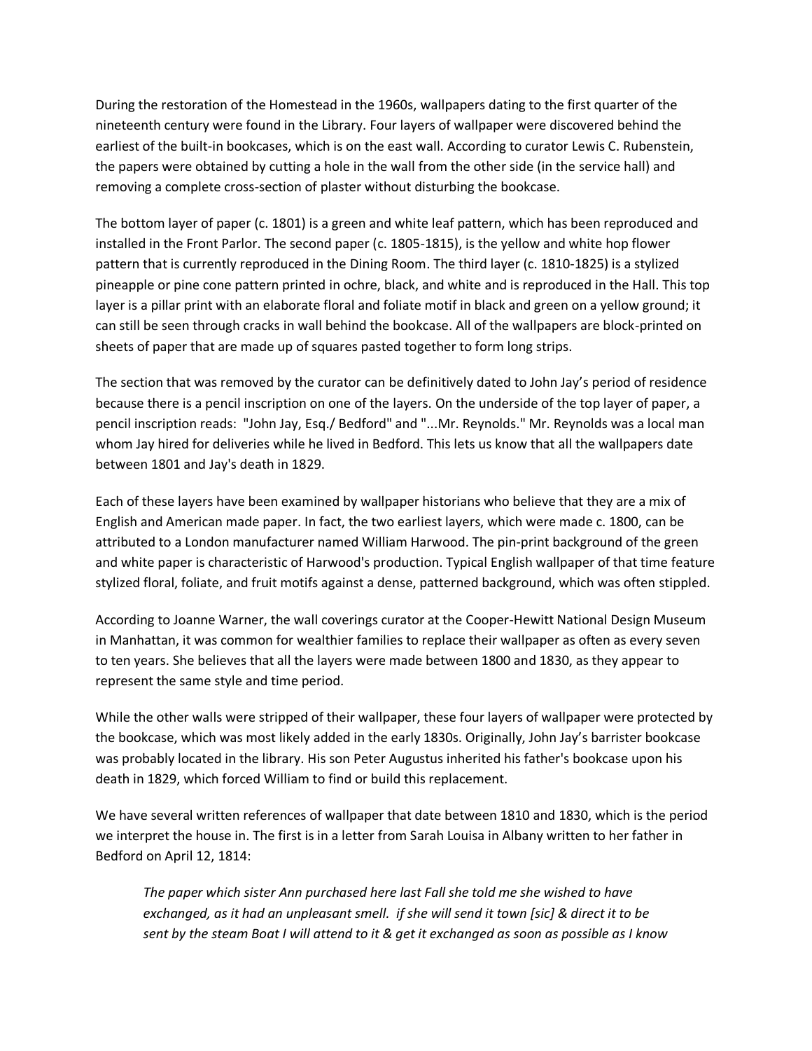During the restoration of the Homestead in the 1960s, wallpapers dating to the first quarter of the nineteenth century were found in the Library. Four layers of wallpaper were discovered behind the earliest of the built-in bookcases, which is on the east wall. According to curator Lewis C. Rubenstein, the papers were obtained by cutting a hole in the wall from the other side (in the service hall) and removing a complete cross-section of plaster without disturbing the bookcase.

The bottom layer of paper (c. 1801) is a green and white leaf pattern, which has been reproduced and installed in the Front Parlor. The second paper (c. 1805-1815), is the yellow and white hop flower pattern that is currently reproduced in the Dining Room. The third layer (c. 1810-1825) is a stylized pineapple or pine cone pattern printed in ochre, black, and white and is reproduced in the Hall. This top layer is a pillar print with an elaborate floral and foliate motif in black and green on a yellow ground; it can still be seen through cracks in wall behind the bookcase. All of the wallpapers are block-printed on sheets of paper that are made up of squares pasted together to form long strips.

The section that was removed by the curator can be definitively dated to John Jay's period of residence because there is a pencil inscription on one of the layers. On the underside of the top layer of paper, a pencil inscription reads: "John Jay, Esq./ Bedford" and "...Mr. Reynolds." Mr. Reynolds was a local man whom Jay hired for deliveries while he lived in Bedford. This lets us know that all the wallpapers date between 1801 and Jay's death in 1829.

Each of these layers have been examined by wallpaper historians who believe that they are a mix of English and American made paper. In fact, the two earliest layers, which were made c. 1800, can be attributed to a London manufacturer named William Harwood. The pin-print background of the green and white paper is characteristic of Harwood's production. Typical English wallpaper of that time feature stylized floral, foliate, and fruit motifs against a dense, patterned background, which was often stippled.

According to Joanne Warner, the wall coverings curator at the Cooper-Hewitt National Design Museum in Manhattan, it was common for wealthier families to replace their wallpaper as often as every seven to ten years. She believes that all the layers were made between 1800 and 1830, as they appear to represent the same style and time period.

While the other walls were stripped of their wallpaper, these four layers of wallpaper were protected by the bookcase, which was most likely added in the early 1830s. Originally, John Jay's barrister bookcase was probably located in the library. His son Peter Augustus inherited his father's bookcase upon his death in 1829, which forced William to find or build this replacement.

We have several written references of wallpaper that date between 1810 and 1830, which is the period we interpret the house in. The first is in a letter from Sarah Louisa in Albany written to her father in Bedford on April 12, 1814:

> *The paper which sister Ann purchased here last Fall she told me she wished to have exchanged, as it had an unpleasant smell. if she will send it town [sic] & direct it to be sent by the steam Boat I will attend to it & get it exchanged as soon as possible as I know*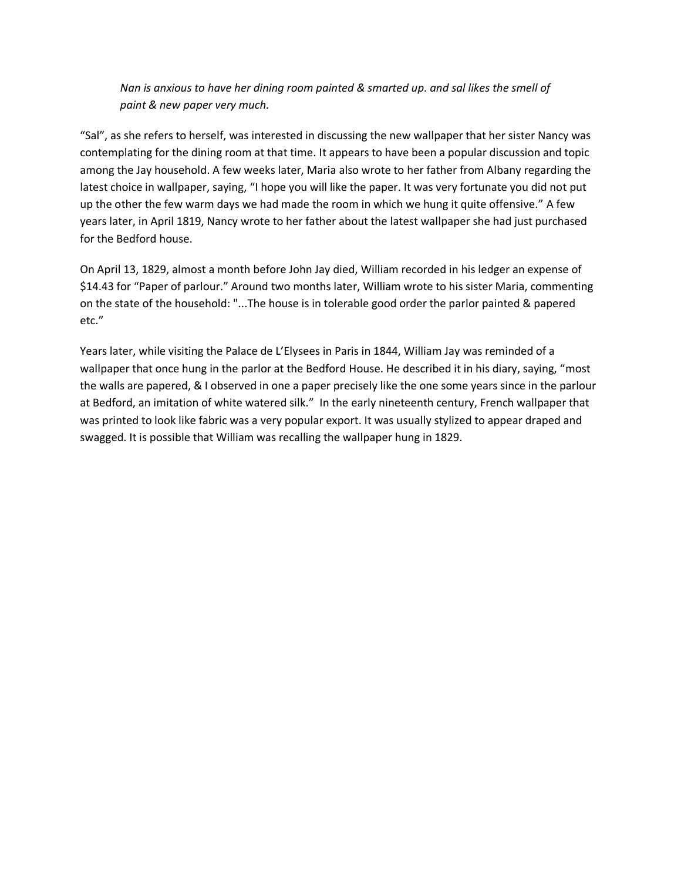*Nan is anxious to have her dining room painted & smarted up. and sal likes the smell of paint & new paper very much.*

"Sal", as she refers to herself, was interested in discussing the new wallpaper that her sister Nancy was contemplating for the dining room at that time. It appears to have been a popular discussion and topic among the Jay household. A few weeks later, Maria also wrote to her father from Albany regarding the latest choice in wallpaper, saying, "I hope you will like the paper. It was very fortunate you did not put up the other the few warm days we had made the room in which we hung it quite offensive." A few years later, in April 1819, Nancy wrote to her father about the latest wallpaper she had just purchased for the Bedford house.

On April 13, 1829, almost a month before John Jay died, William recorded in his ledger an expense of $14.43 for "Paper of parlour." Around two months later, William wrote to his sister Maria, commenting on the state of the household: "...The house is in tolerable good order the parlor painted & papered etc."

Years later, while visiting the Palace de L'Elysees in Paris in 1844, William Jay was reminded of a wallpaper that once hung in the parlor at the Bedford House. He described it in his diary, saying, "most the walls are papered, & I observed in one a paper precisely like the one some years since in the parlour at Bedford, an imitation of white watered silk." In the early nineteenth century, French wallpaper that was printed to look like fabric was a very popular export. It was usually stylized to appear draped and swagged. It is possible that William was recalling the wallpaper hung in 1829.